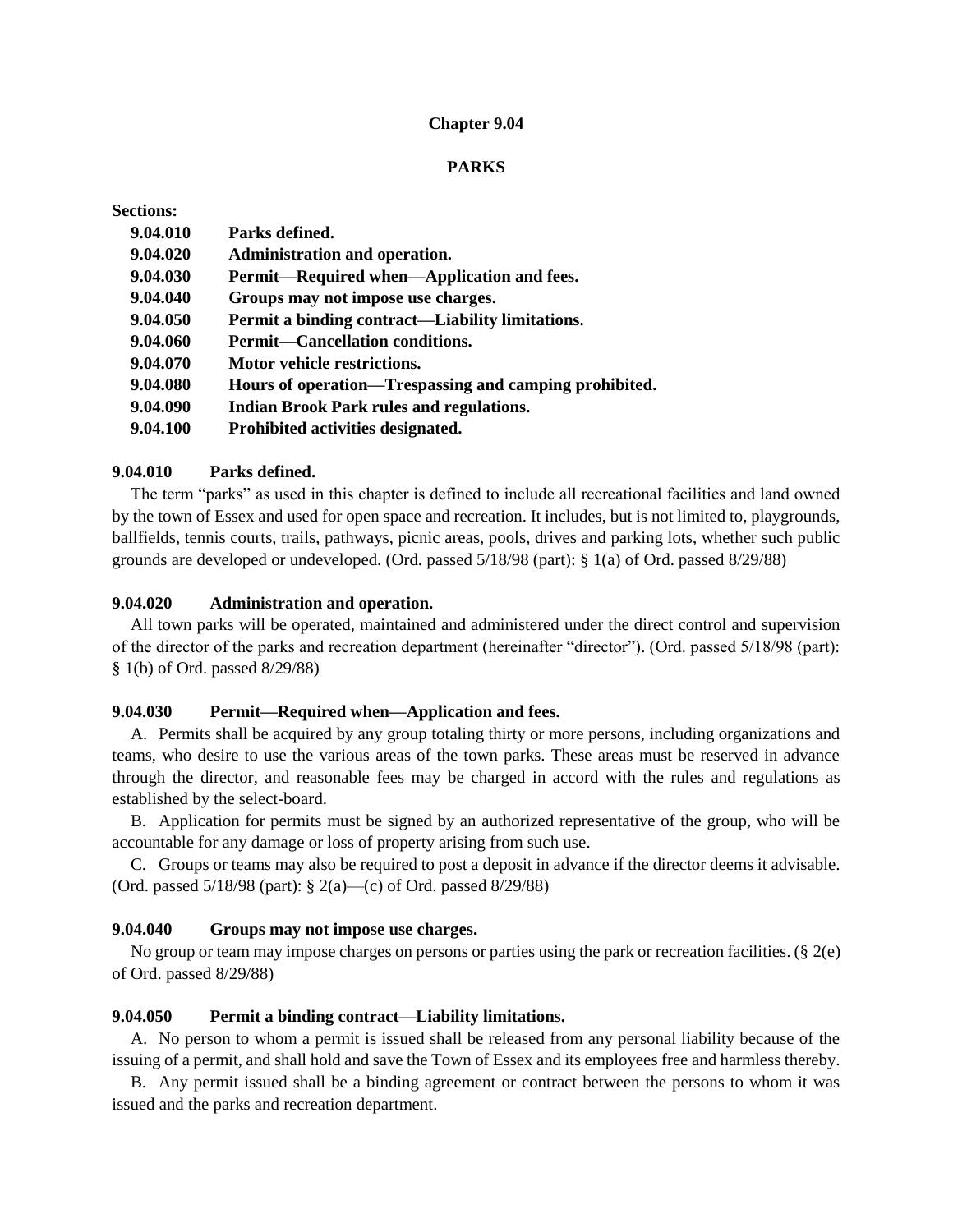# Chapter 9.04

## PARKS

**Sections:**

| | |
|---|---|
| **9.04.010** | **Parks defined.** |
| **9.04.020** | **Administration and operation.** |
| **9.04.030** | **Permit—Required when—Application and fees.** |
| **9.04.040** | **Groups may not impose use charges.** |
| **9.04.050** | **Permit a binding contract—Liability limitations.** |
| **9.04.060** | **Permit—Cancellation conditions.** |
| **9.04.070** | **Motor vehicle restrictions.** |
| **9.04.080** | **Hours of operation—Trespassing and camping prohibited.** |
| **9.04.090** | **Indian Brook Park rules and regulations.** |
| **9.04.100** | **Prohibited activities designated.** |

### 9.04.010 Parks defined.

The term "parks" as used in this chapter is defined to include all recreational facilities and land owned by the town of Essex and used for open space and recreation. It includes, but is not limited to, playgrounds, ballfields, tennis courts, trails, pathways, picnic areas, pools, drives and parking lots, whether such public grounds are developed or undeveloped. (Ord. passed 5/18/98 (part): § 1(a) of Ord. passed 8/29/88)

### 9.04.020 Administration and operation.

All town parks will be operated, maintained and administered under the direct control and supervision of the director of the parks and recreation department (hereinafter "director"). (Ord. passed 5/18/98 (part): § 1(b) of Ord. passed 8/29/88)

### 9.04.030 Permit—Required when—Application and fees.

A. Permits shall be acquired by any group totaling thirty or more persons, including organizations and teams, who desire to use the various areas of the town parks. These areas must be reserved in advance through the director, and reasonable fees may be charged in accord with the rules and regulations as established by the select-board.

B. Application for permits must be signed by an authorized representative of the group, who will be accountable for any damage or loss of property arising from such use.

C. Groups or teams may also be required to post a deposit in advance if the director deems it advisable. (Ord. passed 5/18/98 (part): § 2(a)—(c) of Ord. passed 8/29/88)

### 9.04.040 Groups may not impose use charges.

No group or team may impose charges on persons or parties using the park or recreation facilities. (§ 2(e) of Ord. passed 8/29/88)

### 9.04.050 Permit a binding contract—Liability limitations.

A. No person to whom a permit is issued shall be released from any personal liability because of the issuing of a permit, and shall hold and save the Town of Essex and its employees free and harmless thereby.

B. Any permit issued shall be a binding agreement or contract between the persons to whom it was issued and the parks and recreation department.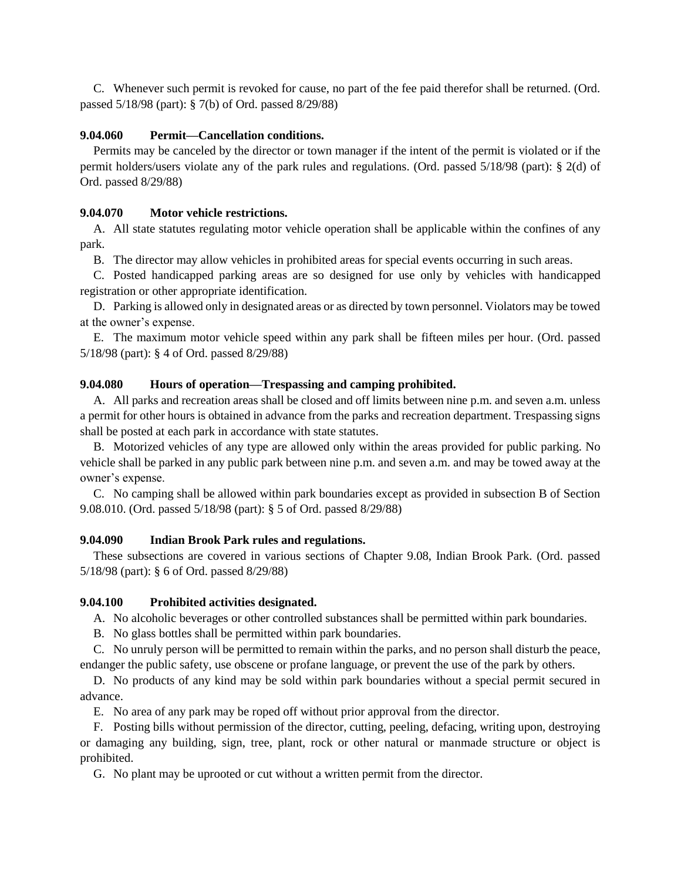C. Whenever such permit is revoked for cause, no part of the fee paid therefor shall be returned. (Ord. passed 5/18/98 (part): § 7(b) of Ord. passed 8/29/88)

**9.04.060 Permit—Cancellation conditions.**

Permits may be canceled by the director or town manager if the intent of the permit is violated or if the permit holders/users violate any of the park rules and regulations. (Ord. passed 5/18/98 (part): § 2(d) of Ord. passed 8/29/88)

**9.04.070 Motor vehicle restrictions.**

A. All state statutes regulating motor vehicle operation shall be applicable within the confines of any park.

B. The director may allow vehicles in prohibited areas for special events occurring in such areas.

C. Posted handicapped parking areas are so designed for use only by vehicles with handicapped registration or other appropriate identification.

D. Parking is allowed only in designated areas or as directed by town personnel. Violators may be towed at the owner's expense.

E. The maximum motor vehicle speed within any park shall be fifteen miles per hour. (Ord. passed 5/18/98 (part): § 4 of Ord. passed 8/29/88)

**9.04.080 Hours of operation—Trespassing and camping prohibited.**

A. All parks and recreation areas shall be closed and off limits between nine p.m. and seven a.m. unless a permit for other hours is obtained in advance from the parks and recreation department. Trespassing signs shall be posted at each park in accordance with state statutes.

B. Motorized vehicles of any type are allowed only within the areas provided for public parking. No vehicle shall be parked in any public park between nine p.m. and seven a.m. and may be towed away at the owner's expense.

C. No camping shall be allowed within park boundaries except as provided in subsection B of Section 9.08.010. (Ord. passed 5/18/98 (part): § 5 of Ord. passed 8/29/88)

**9.04.090 Indian Brook Park rules and regulations.**

These subsections are covered in various sections of Chapter 9.08, Indian Brook Park. (Ord. passed 5/18/98 (part): § 6 of Ord. passed 8/29/88)

**9.04.100 Prohibited activities designated.**

A. No alcoholic beverages or other controlled substances shall be permitted within park boundaries.

B. No glass bottles shall be permitted within park boundaries.

C. No unruly person will be permitted to remain within the parks, and no person shall disturb the peace, endanger the public safety, use obscene or profane language, or prevent the use of the park by others.

D. No products of any kind may be sold within park boundaries without a special permit secured in advance.

E. No area of any park may be roped off without prior approval from the director.

F. Posting bills without permission of the director, cutting, peeling, defacing, writing upon, destroying or damaging any building, sign, tree, plant, rock or other natural or manmade structure or object is prohibited.

G. No plant may be uprooted or cut without a written permit from the director.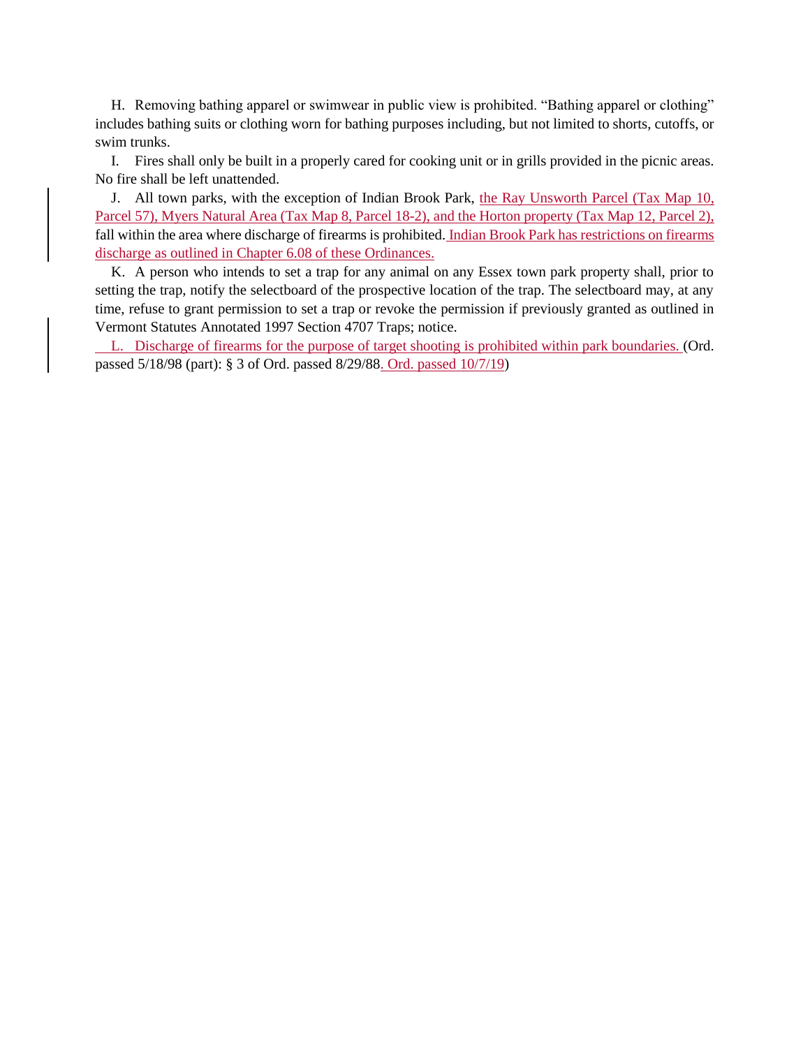H. Removing bathing apparel or swimwear in public view is prohibited. "Bathing apparel or clothing" includes bathing suits or clothing worn for bathing purposes including, but not limited to shorts, cutoffs, or swim trunks.

I. Fires shall only be built in a properly cared for cooking unit or in grills provided in the picnic areas. No fire shall be left unattended.

J. All town parks, with the exception of Indian Brook Park, the Ray Unsworth Parcel (Tax Map 10, Parcel 57), Myers Natural Area (Tax Map 8, Parcel 18-2), and the Horton property (Tax Map 12, Parcel 2), fall within the area where discharge of firearms is prohibited. Indian Brook Park has restrictions on firearms discharge as outlined in Chapter 6.08 of these Ordinances.

K. A person who intends to set a trap for any animal on any Essex town park property shall, prior to setting the trap, notify the selectboard of the prospective location of the trap. The selectboard may, at any time, refuse to grant permission to set a trap or revoke the permission if previously granted as outlined in Vermont Statutes Annotated 1997 Section 4707 Traps; notice.

L. Discharge of firearms for the purpose of target shooting is prohibited within park boundaries. (Ord. passed 5/18/98 (part): § 3 of Ord. passed 8/29/88. Ord. passed 10/7/19)